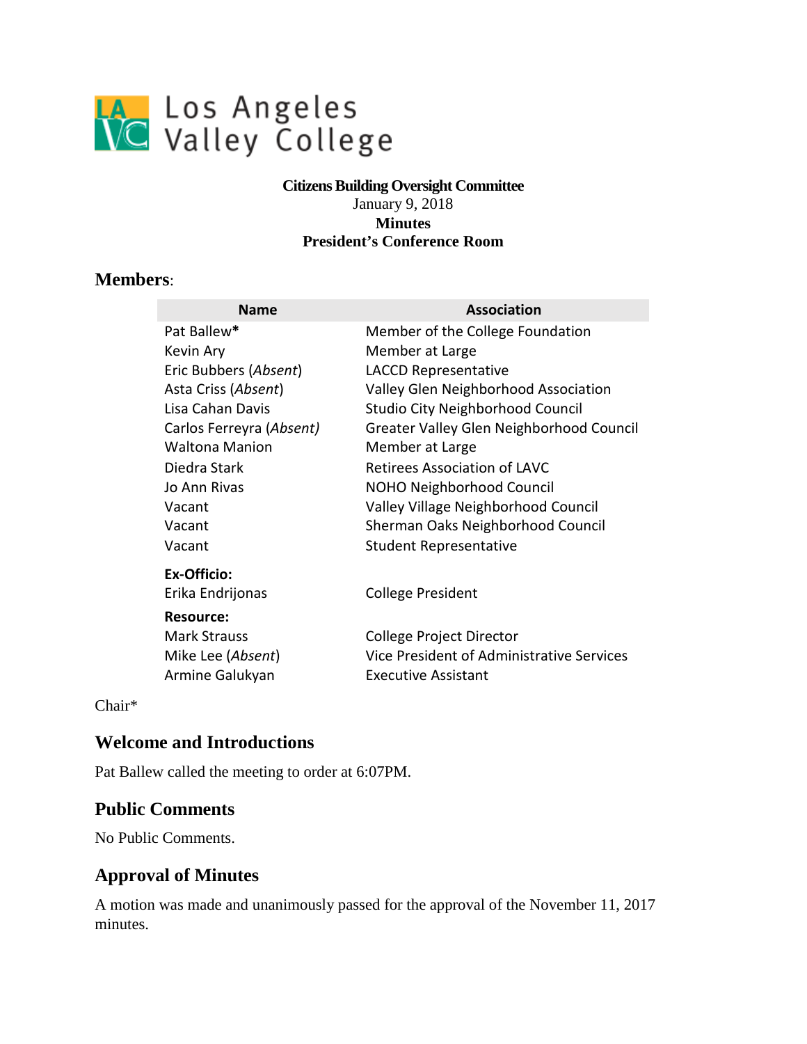# Los Angeles Valley College

**Citizens Building Oversight Committee**
January 9, 2018
**Minutes**
**President's Conference Room**

## **Members**:

| Name | Association |
| --- | --- |
| Pat Ballew* | Member of the College Foundation |
| Kevin Ary | Member at Large |
| Eric Bubbers (*Absent*) | LACCD Representative |
| Asta Criss (*Absent*) | Valley Glen Neighborhood Association |
| Lisa Cahan Davis | Studio City Neighborhood Council |
| Carlos Ferreyra (*Absent)* | Greater Valley Glen Neighborhood Council |
| Waltona Manion | Member at Large |
| Diedra Stark | Retirees Association of LAVC |
| Jo Ann Rivas | NOHO Neighborhood Council |
| Vacant | Valley Village Neighborhood Council |
| Vacant | Sherman Oaks Neighborhood Council |
| Vacant | Student Representative |
| **Ex-Officio:** | |
| Erika Endrijonas | College President |
| **Resource:** | |
| Mark Strauss | College Project Director |
| Mike Lee (*Absent*) | Vice President of Administrative Services |
| Armine Galukyan | Executive Assistant |

Chair*

## Welcome and Introductions

Pat Ballew called the meeting to order at 6:07PM.

## Public Comments

No Public Comments.

## Approval of Minutes

A motion was made and unanimously passed for the approval of the November 11, 2017 minutes.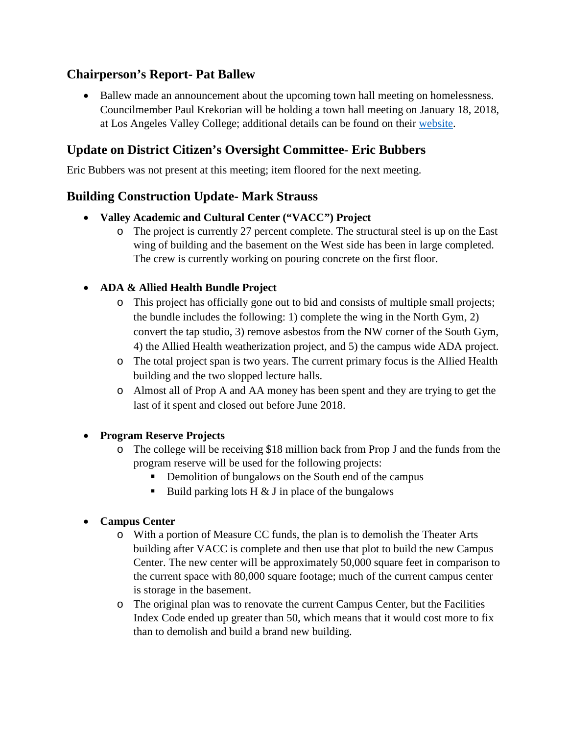## Chairperson's Report- Pat Ballew

- Ballew made an announcement about the upcoming town hall meeting on homelessness. Councilmember Paul Krekorian will be holding a town hall meeting on January 18, 2018, at Los Angeles Valley College; additional details can be found on their website.

## Update on District Citizen's Oversight Committee- Eric Bubbers

Eric Bubbers was not present at this meeting; item floored for the next meeting.

## Building Construction Update- Mark Strauss

- **Valley Academic and Cultural Center ("VACC") Project**
  - The project is currently 27 percent complete. The structural steel is up on the East wing of building and the basement on the West side has been in large completed. The crew is currently working on pouring concrete on the first floor.

- **ADA & Allied Health Bundle Project**
  - This project has officially gone out to bid and consists of multiple small projects; the bundle includes the following: 1) complete the wing in the North Gym, 2) convert the tap studio, 3) remove asbestos from the NW corner of the South Gym, 4) the Allied Health weatherization project, and 5) the campus wide ADA project.
  - The total project span is two years. The current primary focus is the Allied Health building and the two slopped lecture halls.
  - Almost all of Prop A and AA money has been spent and they are trying to get the last of it spent and closed out before June 2018.

- **Program Reserve Projects**
  - The college will be receiving $18 million back from Prop J and the funds from the program reserve will be used for the following projects:
    - Demolition of bungalows on the South end of the campus
    - Build parking lots H & J in place of the bungalows

- **Campus Center**
  - With a portion of Measure CC funds, the plan is to demolish the Theater Arts building after VACC is complete and then use that plot to build the new Campus Center. The new center will be approximately 50,000 square feet in comparison to the current space with 80,000 square footage; much of the current campus center is storage in the basement.
  - The original plan was to renovate the current Campus Center, but the Facilities Index Code ended up greater than 50, which means that it would cost more to fix than to demolish and build a brand new building.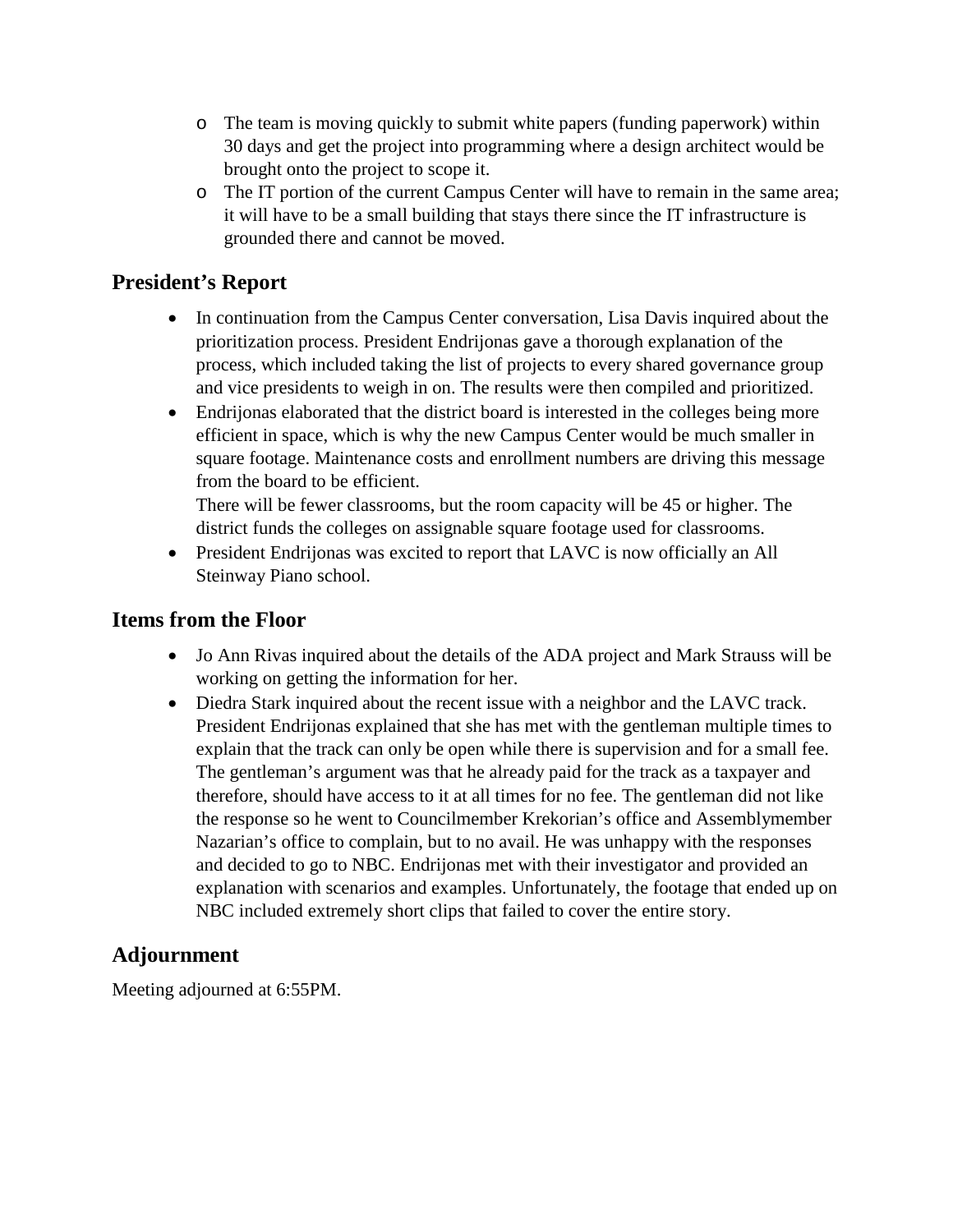- The team is moving quickly to submit white papers (funding paperwork) within 30 days and get the project into programming where a design architect would be brought onto the project to scope it.
    - The IT portion of the current Campus Center will have to remain in the same area; it will have to be a small building that stays there since the IT infrastructure is grounded there and cannot be moved.

## President's Report

- In continuation from the Campus Center conversation, Lisa Davis inquired about the prioritization process. President Endrijonas gave a thorough explanation of the process, which included taking the list of projects to every shared governance group and vice presidents to weigh in on. The results were then compiled and prioritized.
- Endrijonas elaborated that the district board is interested in the colleges being more efficient in space, which is why the new Campus Center would be much smaller in square footage. Maintenance costs and enrollment numbers are driving this message from the board to be efficient.
  There will be fewer classrooms, but the room capacity will be 45 or higher. The district funds the colleges on assignable square footage used for classrooms.
- President Endrijonas was excited to report that LAVC is now officially an All Steinway Piano school.

## Items from the Floor

- Jo Ann Rivas inquired about the details of the ADA project and Mark Strauss will be working on getting the information for her.
- Diedra Stark inquired about the recent issue with a neighbor and the LAVC track. President Endrijonas explained that she has met with the gentleman multiple times to explain that the track can only be open while there is supervision and for a small fee. The gentleman's argument was that he already paid for the track as a taxpayer and therefore, should have access to it at all times for no fee. The gentleman did not like the response so he went to Councilmember Krekorian's office and Assemblymember Nazarian's office to complain, but to no avail. He was unhappy with the responses and decided to go to NBC. Endrijonas met with their investigator and provided an explanation with scenarios and examples. Unfortunately, the footage that ended up on NBC included extremely short clips that failed to cover the entire story.

## Adjournment

Meeting adjourned at 6:55PM.